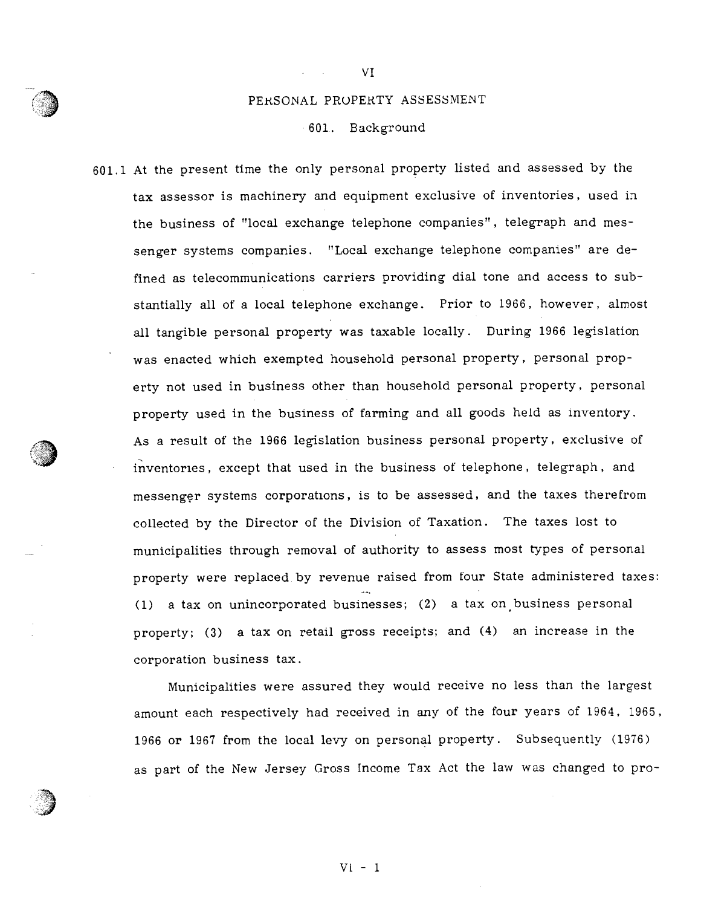# VI

## PERSONAL PROPERTY ASSESSMENT

### 601. Background

601.1 At the present time the only personal property listed and assessed by the tax assessor is machinery and equipment exclusive of inventories, used in the business of "local exchange telephone companies", telegraph and messenger systems companies. "Local exchange telephone companies" are defined as telecommunications carriers providing dial tone and access to substantially all of a local telephone exchange. Prior to 1966, however, almost all tangible personal property was taxable locally. During 1966 legislation was enacted which exempted household personal property, personal property not used in business other than household personal property, personal property used in the business of farming and all goods held as inventory. As a result of the 1966 legislation business personal property, exclusive of inventories, except that used in the business of telephone, telegraph, and messenger systems corporations, is to be assessed, and the taxes therefrom collected by the Director of the Division of Taxation. The taxes lost to municipalities through removal of authority to assess most types of personal property were replaced by revenue raised from four State administered taxes: (1) a tax on unincorporated businesses; (2) a tax on business personal property; (3) a tax on retail gross receipts; and (4) an increase in the corporation business tax.

Municipalities were assured they would receive no less than the largest amount each respectively had received in any of the four years of 1964, 1965, 1966 or 1967 from the local levy on personal property. Subsequently (1976) as part of the New Jersey Gross Income Tax Act the law was changed to pro-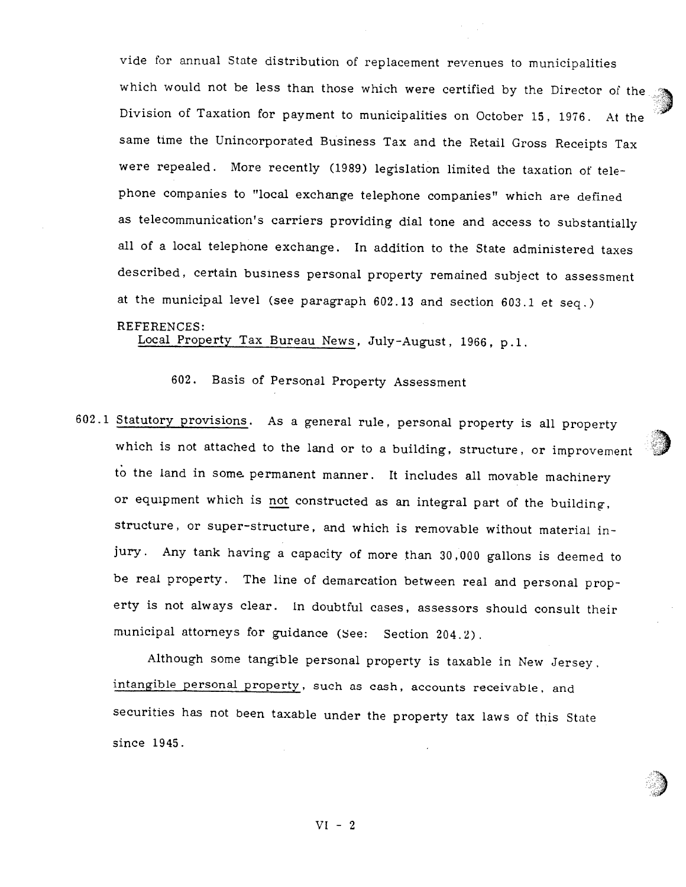vide for annual State distribution of replacement revenues to municipalities which would not be less than those which were certified by the Director of the Division of Taxation for payment to municipalities on October 15, 1976. At the same time the Unincorporated Business Tax and the Retail Gross Receipts Tax were repealed. More recently (1989) legislation limited the taxation of telephone companies to "local exchange telephone companies" which are defined as telecommunication's carriers providing dial tone and access to substantially all of a local telephone exchange. In addition to the State administered taxes described, certain business personal property remained subject to assessment at the municipal level (see paragraph 602.13 and section 603.1 et seq.)

REFERENCES:
Local Property Tax Bureau News, July-August, 1966, p.1.

## 602. Basis of Personal Property Assessment

602.1 Statutory provisions. As a general rule, personal property is all property which is not attached to the land or to a building, structure, or improvement to the land in some permanent manner. It includes all movable machinery or equipment which is not constructed as an integral part of the building, structure, or super-structure, and which is removable without material injury. Any tank having a capacity of more than 30,000 gallons is deemed to be real property. The line of demarcation between real and personal property is not always clear. In doubtful cases, assessors should consult their municipal attorneys for guidance (See: Section 204.2).

Although some tangible personal property is taxable in New Jersey, intangible personal property, such as cash, accounts receivable, and securities has not been taxable under the property tax laws of this State since 1945.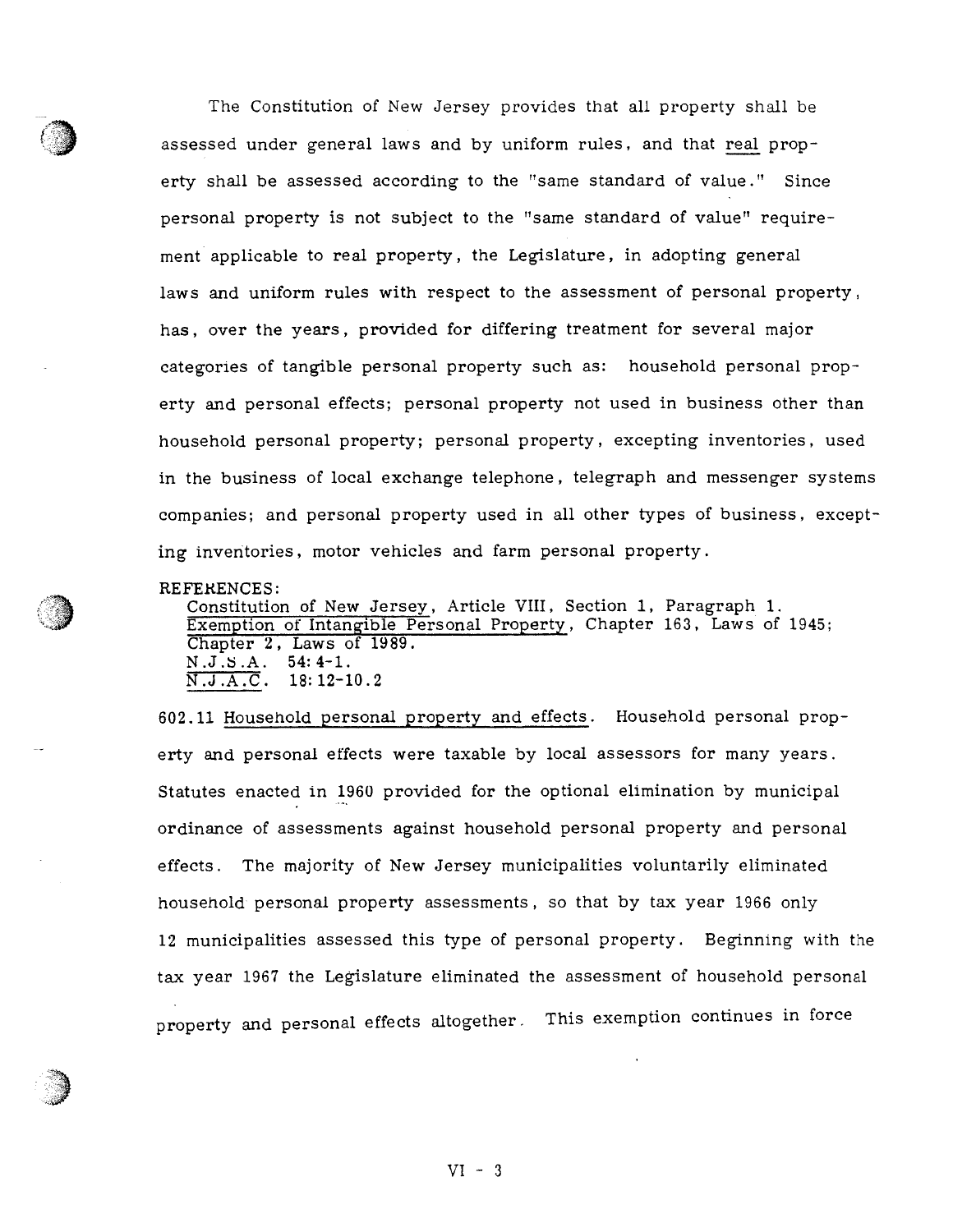The Constitution of New Jersey provides that all property shall be assessed under general laws and by uniform rules, and that real property shall be assessed according to the "same standard of value." Since personal property is not subject to the "same standard of value" requirement applicable to real property, the Legislature, in adopting general laws and uniform rules with respect to the assessment of personal property, has, over the years, provided for differing treatment for several major categories of tangible personal property such as: household personal property and personal effects; personal property not used in business other than household personal property; personal property, excepting inventories, used in the business of local exchange telephone, telegraph and messenger systems companies; and personal property used in all other types of business, excepting inventories, motor vehicles and farm personal property.

REFERENCES:
Constitution of New Jersey, Article VIII, Section 1, Paragraph 1.
Exemption of Intangible Personal Property, Chapter 163, Laws of 1945; Chapter 2, Laws of 1989.
N.J.S.A. 54:4-1.
N.J.A.C. 18:12-10.2

602.11 Household personal property and effects. Household personal property and personal effects were taxable by local assessors for many years. Statutes enacted in 1960 provided for the optional elimination by municipal ordinance of assessments against household personal property and personal effects. The majority of New Jersey municipalities voluntarily eliminated household personal property assessments, so that by tax year 1966 only 12 municipalities assessed this type of personal property. Beginning with the tax year 1967 the Legislature eliminated the assessment of household personal property and personal effects altogether. This exemption continues in force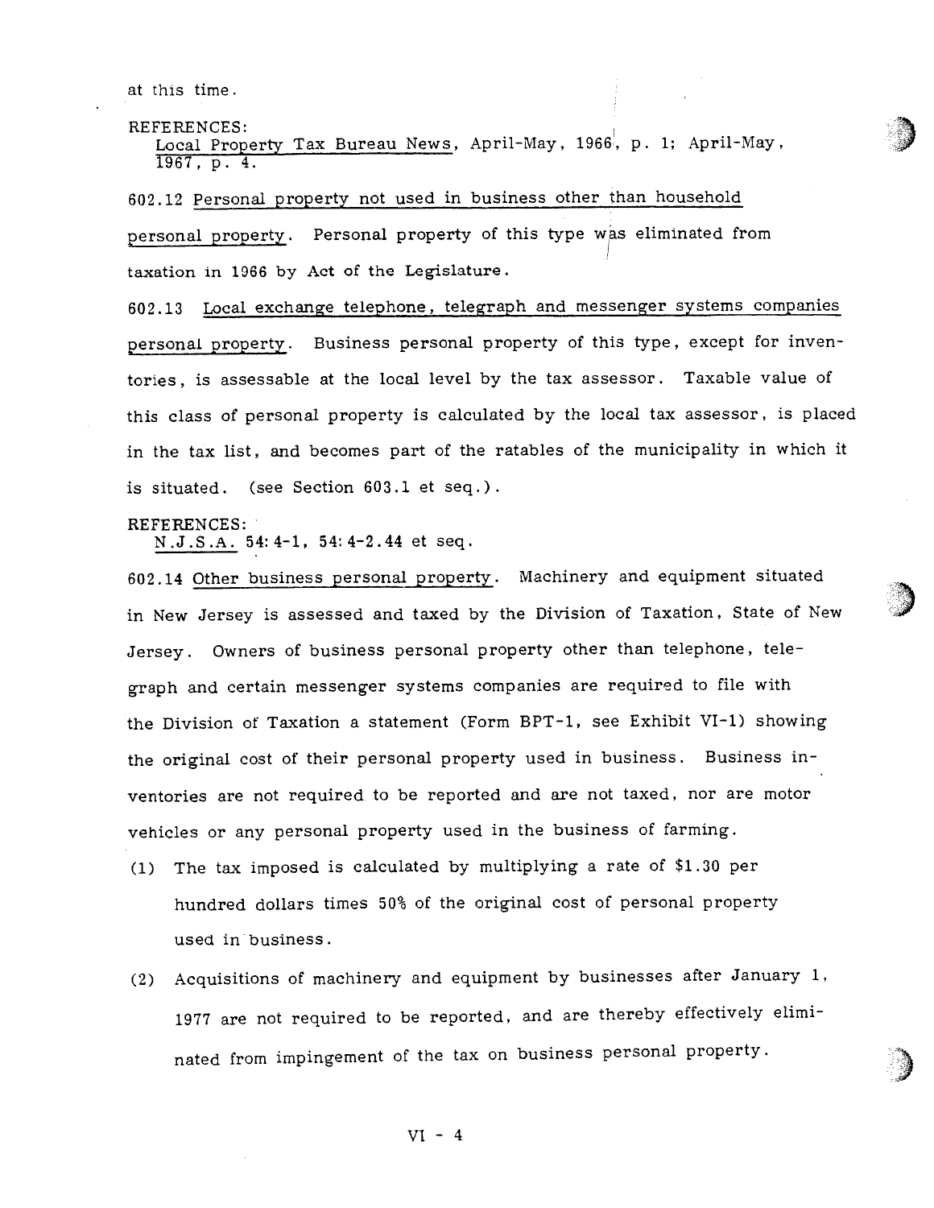at this time.

REFERENCES:
<u>Local Property Tax Bureau News</u>, April-May, 1966, p. 1; April-May, 1967, p. 4.

602.12 <u>Personal property not used in business other than household personal property</u>. Personal property of this type was eliminated from taxation in 1966 by Act of the Legislature.

602.13 <u>Local exchange telephone, telegraph and messenger systems companies personal property</u>. Business personal property of this type, except for inventories, is assessable at the local level by the tax assessor. Taxable value of this class of personal property is calculated by the local tax assessor, is placed in the tax list, and becomes part of the ratables of the municipality in which it is situated. (see Section 603.1 et seq.).

REFERENCES:
<u>N.J.S.A.</u> 54:4-1, 54:4-2.44 et seq.

602.14 <u>Other business personal property</u>. Machinery and equipment situated in New Jersey is assessed and taxed by the Division of Taxation, State of New Jersey. Owners of business personal property other than telephone, telegraph and certain messenger systems companies are required to file with the Division of Taxation a statement (Form BPT-1, see Exhibit VI-1) showing the original cost of their personal property used in business. Business inventories are not required to be reported and are not taxed, nor are motor vehicles or any personal property used in the business of farming.

(1) The tax imposed is calculated by multiplying a rate of $1.30 per hundred dollars times 50% of the original cost of personal property used in business.

(2) Acquisitions of machinery and equipment by businesses after January 1, 1977 are not required to be reported, and are thereby effectively eliminated from impingement of the tax on business personal property.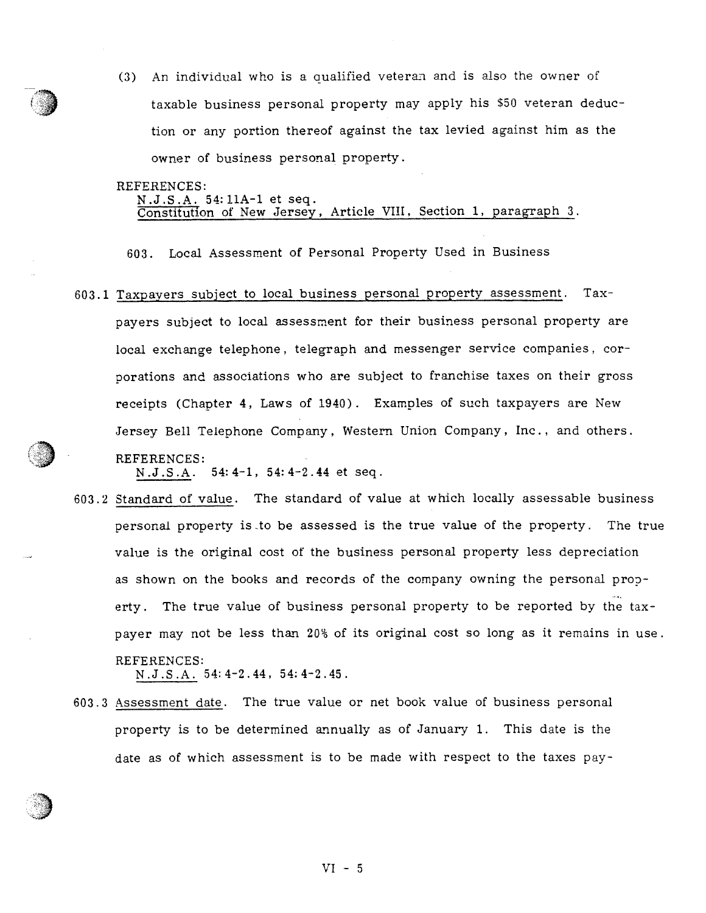(3) An individual who is a qualified veteran and is also the owner of taxable business personal property may apply his $50 veteran deduction or any portion thereof against the tax levied against him as the owner of business personal property.

REFERENCES:
N.J.S.A. 54:11A-1 et seq.
Constitution of New Jersey, Article VIII, Section 1, paragraph 3.

## 603. Local Assessment of Personal Property Used in Business

603.1 Taxpayers subject to local business personal property assessment. Taxpayers subject to local assessment for their business personal property are local exchange telephone, telegraph and messenger service companies, corporations and associations who are subject to franchise taxes on their gross receipts (Chapter 4, Laws of 1940). Examples of such taxpayers are New Jersey Bell Telephone Company, Western Union Company, Inc., and others.

REFERENCES:
N.J.S.A. 54:4-1, 54:4-2.44 et seq.

603.2 Standard of value. The standard of value at which locally assessable business personal property is to be assessed is the true value of the property. The true value is the original cost of the business personal property less depreciation as shown on the books and records of the company owning the personal property. The true value of business personal property to be reported by the taxpayer may not be less than 20% of its original cost so long as it remains in use.

REFERENCES:
N.J.S.A. 54:4-2.44, 54:4-2.45.

603.3 Assessment date. The true value or net book value of business personal property is to be determined annually as of January 1. This date is the date as of which assessment is to be made with respect to the taxes pay-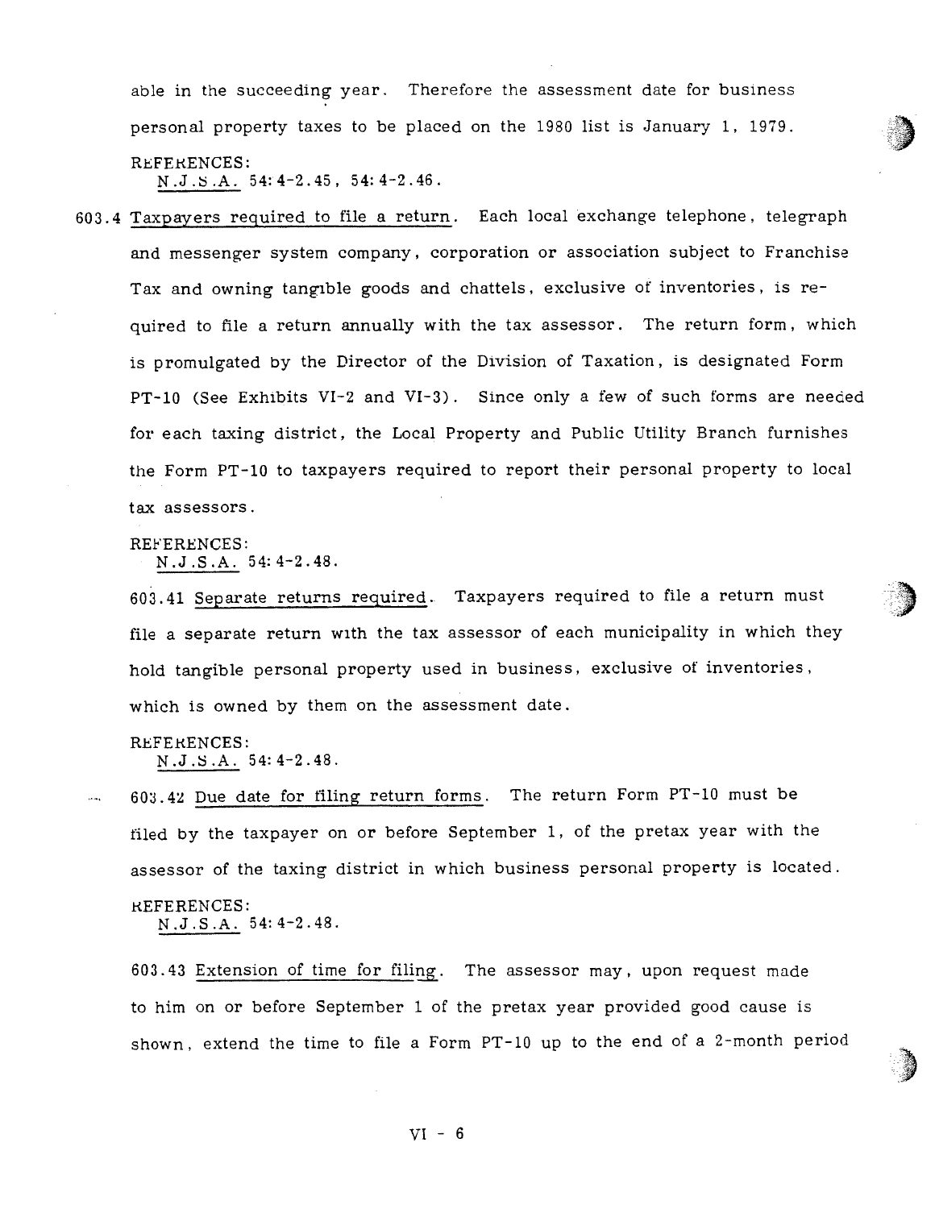able in the succeeding year. Therefore the assessment date for business personal property taxes to be placed on the 1980 list is January 1, 1979.

REFERENCES:
N.J.S.A. 54:4-2.45, 54:4-2.46.

603.4 Taxpayers required to file a return. Each local exchange telephone, telegraph and messenger system company, corporation or association subject to Franchise Tax and owning tangible goods and chattels, exclusive of inventories, is required to file a return annually with the tax assessor. The return form, which is promulgated by the Director of the Division of Taxation, is designated Form PT-10 (See Exhibits VI-2 and VI-3). Since only a few of such forms are needed for each taxing district, the Local Property and Public Utility Branch furnishes the Form PT-10 to taxpayers required to report their personal property to local tax assessors.

REFERENCES:
N.J.S.A. 54:4-2.48.

603.41 Separate returns required. Taxpayers required to file a return must file a separate return with the tax assessor of each municipality in which they hold tangible personal property used in business, exclusive of inventories, which is owned by them on the assessment date.

REFERENCES:
N.J.S.A. 54:4-2.48.

603.42 Due date for filing return forms. The return Form PT-10 must be filed by the taxpayer on or before September 1, of the pretax year with the assessor of the taxing district in which business personal property is located.

REFERENCES:
N.J.S.A. 54:4-2.48.

603.43 Extension of time for filing. The assessor may, upon request made to him on or before September 1 of the pretax year provided good cause is shown, extend the time to file a Form PT-10 up to the end of a 2-month period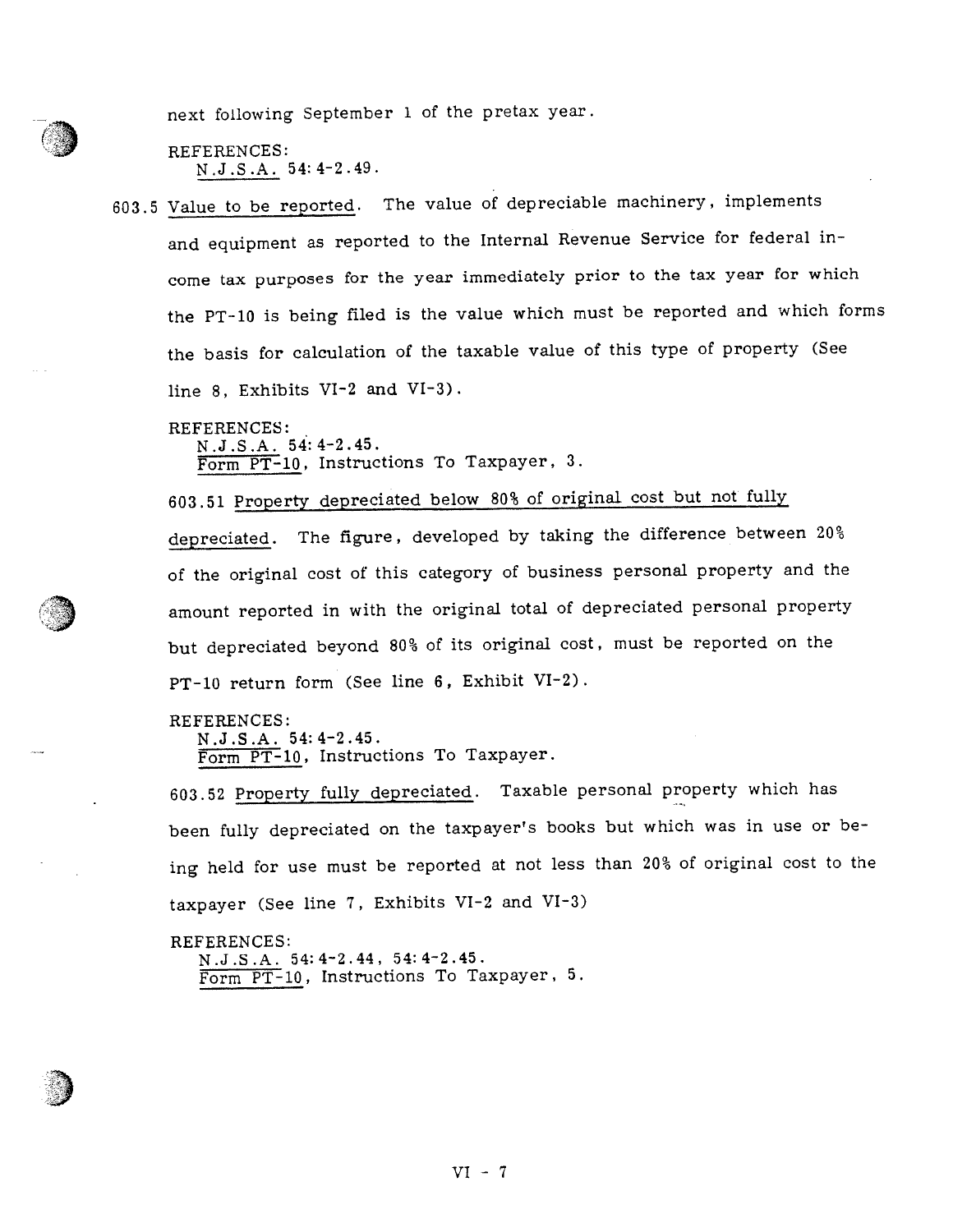next following September 1 of the pretax year.

REFERENCES:
N.J.S.A. 54:4-2.49.

603.5 Value to be reported. The value of depreciable machinery, implements and equipment as reported to the Internal Revenue Service for federal income tax purposes for the year immediately prior to the tax year for which the PT-10 is being filed is the value which must be reported and which forms the basis for calculation of the taxable value of this type of property (See line 8, Exhibits VI-2 and VI-3).

REFERENCES:
N.J.S.A. 54:4-2.45.
Form PT-10, Instructions To Taxpayer, 3.

603.51 Property depreciated below 80% of original cost but not fully depreciated. The figure, developed by taking the difference between 20% of the original cost of this category of business personal property and the amount reported in with the original total of depreciated personal property but depreciated beyond 80% of its original cost, must be reported on the PT-10 return form (See line 6, Exhibit VI-2).

REFERENCES:
N.J.S.A. 54:4-2.45.
Form PT-10, Instructions To Taxpayer.

603.52 Property fully depreciated. Taxable personal property which has been fully depreciated on the taxpayer's books but which was in use or being held for use must be reported at not less than 20% of original cost to the taxpayer (See line 7, Exhibits VI-2 and VI-3)

REFERENCES:
N.J.S.A. 54:4-2.44, 54:4-2.45.
Form PT-10, Instructions To Taxpayer, 5.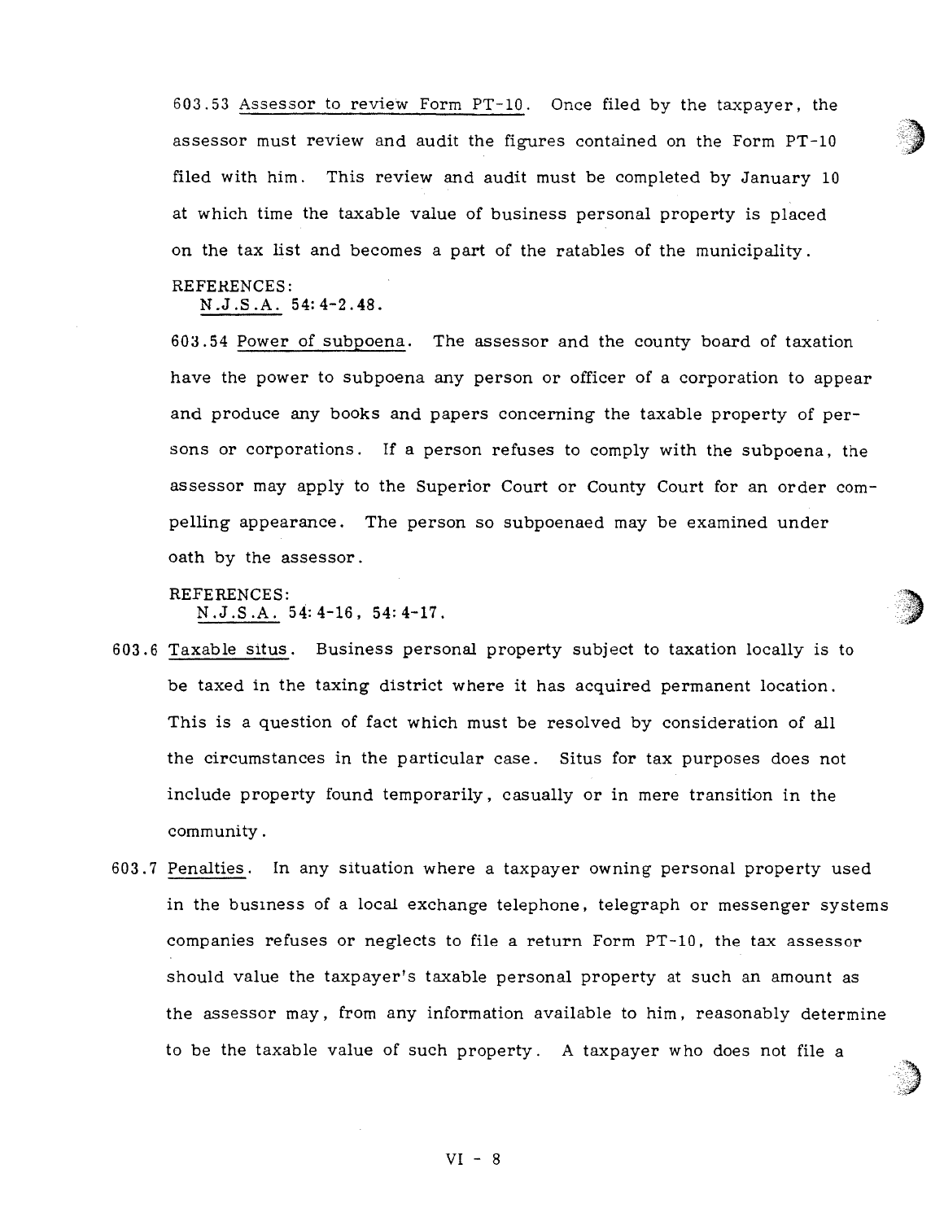603.53 Assessor to review Form PT-10. Once filed by the taxpayer, the assessor must review and audit the figures contained on the Form PT-10 filed with him. This review and audit must be completed by January 10 at which time the taxable value of business personal property is placed on the tax list and becomes a part of the ratables of the municipality.

REFERENCES:
N.J.S.A. 54:4-2.48.

603.54 Power of subpoena. The assessor and the county board of taxation have the power to subpoena any person or officer of a corporation to appear and produce any books and papers concerning the taxable property of persons or corporations. If a person refuses to comply with the subpoena, the assessor may apply to the Superior Court or County Court for an order compelling appearance. The person so subpoenaed may be examined under oath by the assessor.

REFERENCES:
N.J.S.A. 54:4-16, 54:4-17.

603.6 Taxable situs. Business personal property subject to taxation locally is to be taxed in the taxing district where it has acquired permanent location. This is a question of fact which must be resolved by consideration of all the circumstances in the particular case. Situs for tax purposes does not include property found temporarily, casually or in mere transition in the community.

603.7 Penalties. In any situation where a taxpayer owning personal property used in the business of a local exchange telephone, telegraph or messenger systems companies refuses or neglects to file a return Form PT-10, the tax assessor should value the taxpayer's taxable personal property at such an amount as the assessor may, from any information available to him, reasonably determine to be the taxable value of such property. A taxpayer who does not file a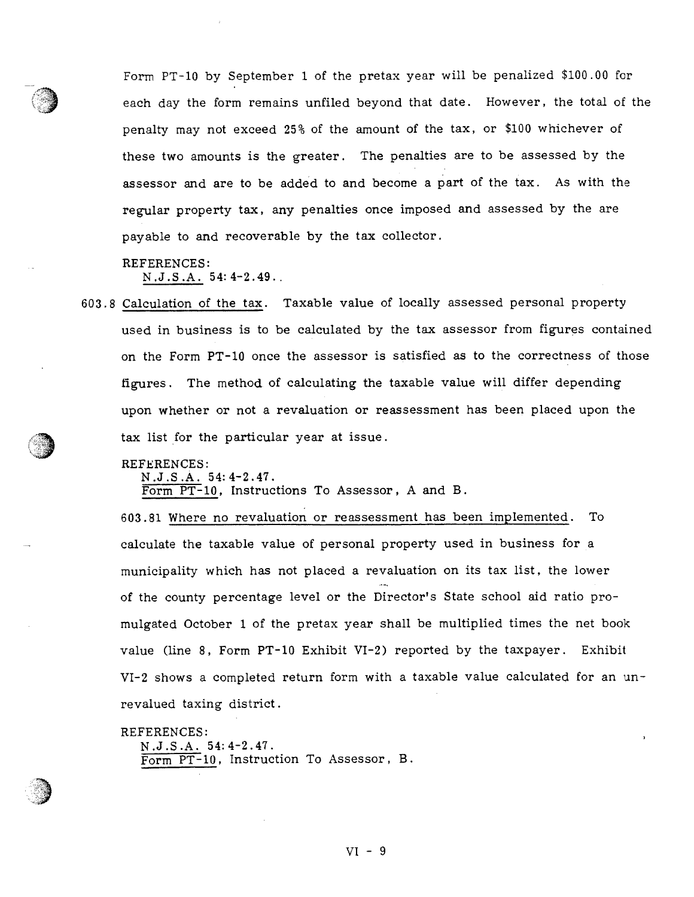Form PT-10 by September 1 of the pretax year will be penalized $100.00 for each day the form remains unfiled beyond that date. However, the total of the penalty may not exceed 25% of the amount of the tax, or $100 whichever of these two amounts is the greater. The penalties are to be assessed by the assessor and are to be added to and become a part of the tax. As with the regular property tax, any penalties once imposed and assessed by the are payable to and recoverable by the tax collector.

REFERENCES:
<u>N.J.S.A.</u> 54:4-2.49.

603.8 <u>Calculation of the tax</u>. Taxable value of locally assessed personal property used in business is to be calculated by the tax assessor from figures contained on the Form PT-10 once the assessor is satisfied as to the correctness of those figures. The method of calculating the taxable value will differ depending upon whether or not a revaluation or reassessment has been placed upon the tax list for the particular year at issue.

REFERENCES:
<u>N.J.S.A.</u> 54:4-2.47.
<u>Form PT-10</u>, Instructions To Assessor, A and B.

603.81 <u>Where no revaluation or reassessment has been implemented</u>. To calculate the taxable value of personal property used in business for a municipality which has not placed a revaluation on its tax list, the lower of the county percentage level or the Director's State school aid ratio promulgated October 1 of the pretax year shall be multiplied times the net book value (line 8, Form PT-10 Exhibit VI-2) reported by the taxpayer. Exhibit VI-2 shows a completed return form with a taxable value calculated for an unrevalued taxing district.

REFERENCES:
<u>N.J.S.A.</u> 54:4-2.47.
<u>Form PT-10</u>, Instruction To Assessor, B.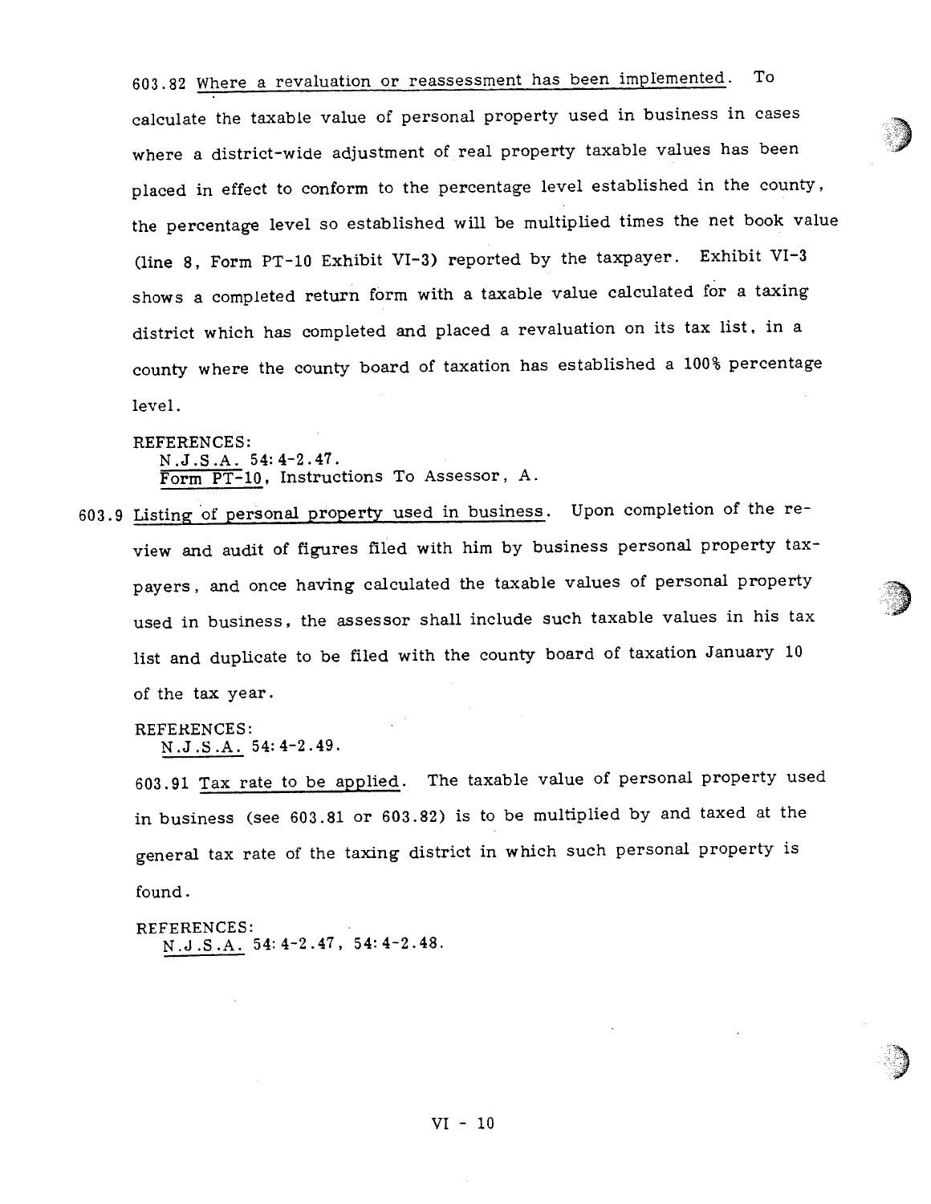603.82 Where a revaluation or reassessment has been implemented. To calculate the taxable value of personal property used in business in cases where a district-wide adjustment of real property taxable values has been placed in effect to conform to the percentage level established in the county, the percentage level so established will be multiplied times the net book value (line 8, Form PT-10 Exhibit VI-3) reported by the taxpayer. Exhibit VI-3 shows a completed return form with a taxable value calculated for a taxing district which has completed and placed a revaluation on its tax list, in a county where the county board of taxation has established a 100% percentage level.

REFERENCES:
N.J.S.A. 54:4-2.47.
Form PT-10, Instructions To Assessor, A.

603.9 Listing of personal property used in business. Upon completion of the review and audit of figures filed with him by business personal property taxpayers, and once having calculated the taxable values of personal property used in business, the assessor shall include such taxable values in his tax list and duplicate to be filed with the county board of taxation January 10 of the tax year.

REFERENCES:
N.J.S.A. 54:4-2.49.

603.91 Tax rate to be applied. The taxable value of personal property used in business (see 603.81 or 603.82) is to be multiplied by and taxed at the general tax rate of the taxing district in which such personal property is found.

REFERENCES:
N.J.S.A. 54:4-2.47, 54:4-2.48.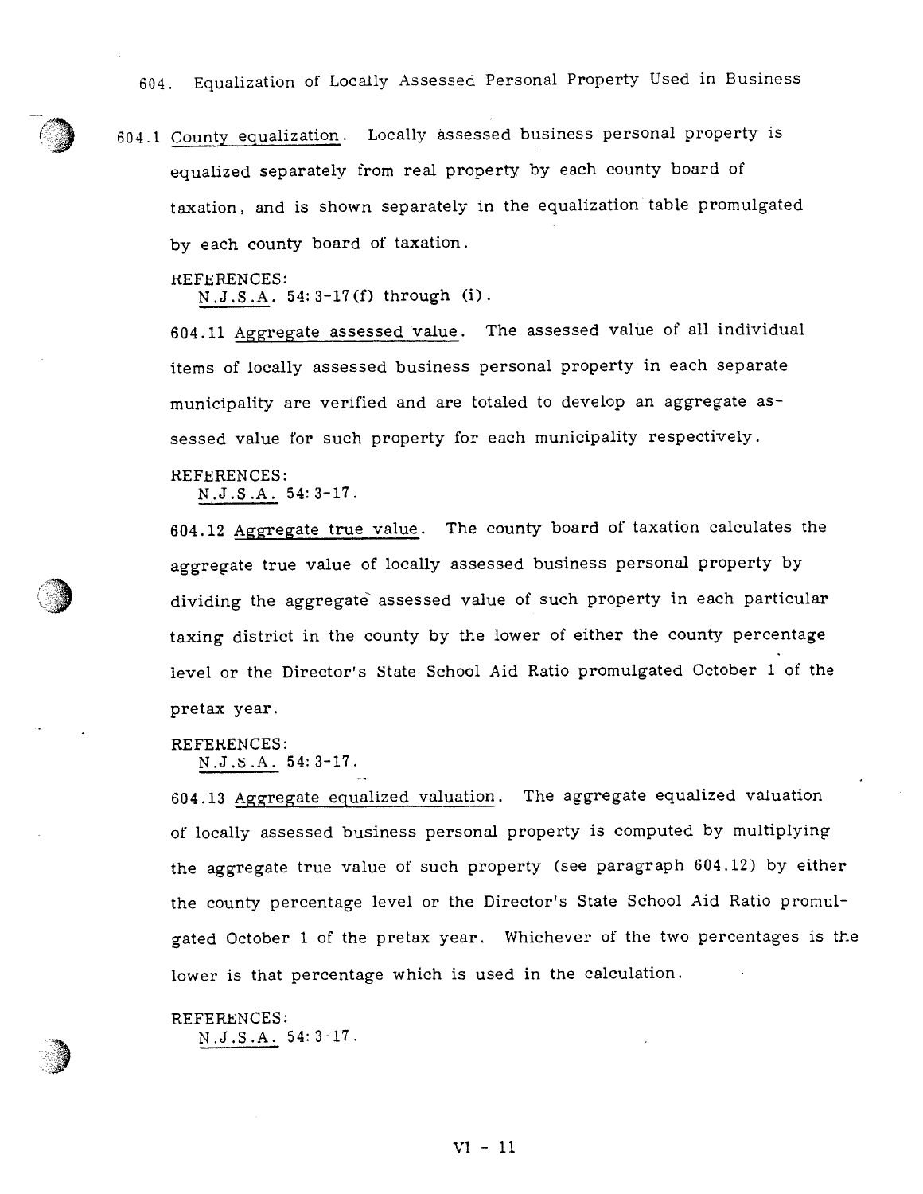## 604. Equalization of Locally Assessed Personal Property Used in Business

604.1 <u>County equalization</u>. Locally assessed business personal property is equalized separately from real property by each county board of taxation, and is shown separately in the equalization table promulgated by each county board of taxation.

REFERENCES:
<u>N.J.S.A.</u> 54:3-17(f) through (i).

604.11 <u>Aggregate assessed value</u>. The assessed value of all individual items of locally assessed business personal property in each separate municipality are verified and are totaled to develop an aggregate assessed value for such property for each municipality respectively.

REFERENCES:
<u>N.J.S.A.</u> 54:3-17.

604.12 <u>Aggregate true value</u>. The county board of taxation calculates the aggregate true value of locally assessed business personal property by dividing the aggregate assessed value of such property in each particular taxing district in the county by the lower of either the county percentage level or the Director's State School Aid Ratio promulgated October 1 of the pretax year.

REFERENCES:
<u>N.J.S.A.</u> 54:3-17.

604.13 <u>Aggregate equalized valuation</u>. The aggregate equalized valuation of locally assessed business personal property is computed by multiplying the aggregate true value of such property (see paragraph 604.12) by either the county percentage level or the Director's State School Aid Ratio promulgated October 1 of the pretax year. Whichever of the two percentages is the lower is that percentage which is used in the calculation.

REFERENCES:
<u>N.J.S.A.</u> 54:3-17.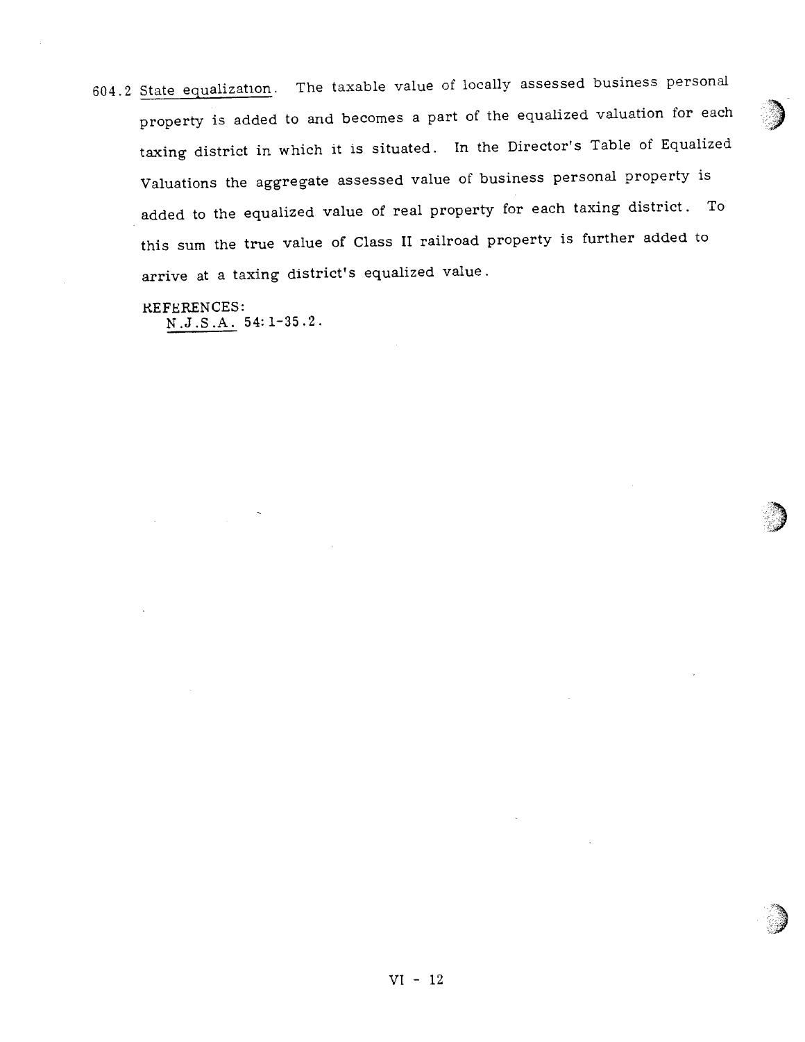604.2 <u>State equalization</u>. The taxable value of locally assessed business personal property is added to and becomes a part of the equalized valuation for each taxing district in which it is situated. In the Director's Table of Equalized Valuations the aggregate assessed value of business personal property is added to the equalized value of real property for each taxing district. To this sum the true value of Class II railroad property is further added to arrive at a taxing district's equalized value.

REFERENCES:
<u>N.J.S.A.</u> 54:1-35.2.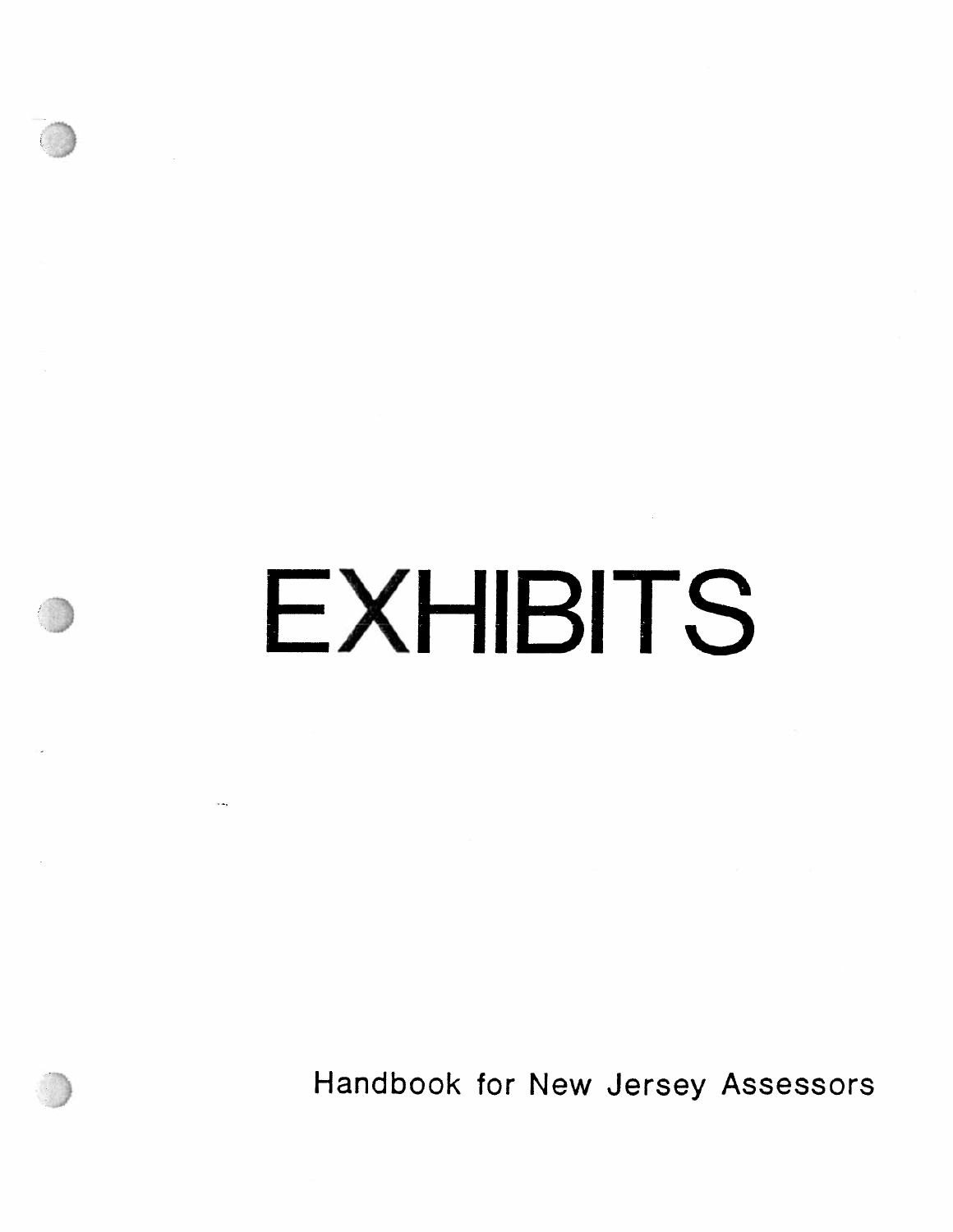# EXHIBITS

Handbook for New Jersey Assessors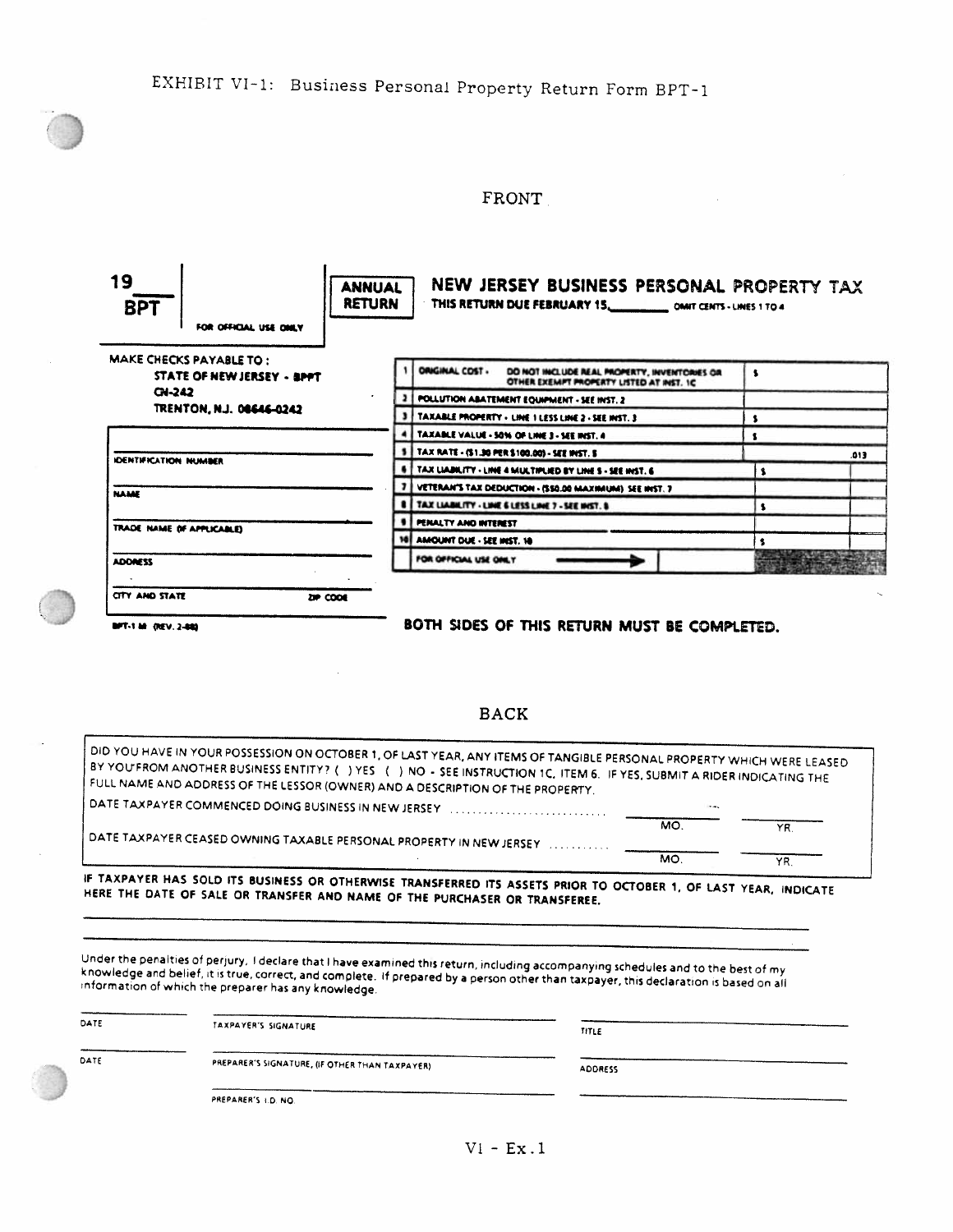EXHIBIT VI-1: Business Personal Property Return Form BPT-1

FRONT

**19\_\_\_\_ BPT** FOR OFFICIAL USE ONLY

**ANNUAL RETURN**

## NEW JERSEY BUSINESS PERSONAL PROPERTY TAX

**THIS RETURN DUE FEBRUARY 15,\_\_\_\_\_\_\_\_** OMIT CENTS - LINES 1 TO 4

MAKE CHECKS PAYABLE TO:
**STATE OF NEW JERSEY - BPPT**
**CN-242**
**TRENTON, N.J. 08646-0242**

IDENTIFICATION NUMBER

NAME

TRADE NAME (IF APPLICABLE)

ADDRESS

CITY AND STATE ZIP CODE

BPT-1 M (REV. 2-88)

| | | | |
|---|---|---|---|
| 1 | ORIGINAL COST - DO NOT INCLUDE REAL PROPERTY, INVENTORIES OR OTHER EXEMPT PROPERTY LISTED AT INST. 1C | $ | |
| 2 | POLLUTION ABATEMENT EQUIPMENT - SEE INST. 2 | | |
| 3 | TAXABLE PROPERTY - LINE 1 LESS LINE 2 - SEE INST. 3 | $ | |
| 4 | TAXABLE VALUE - 50% OF LINE 3 - SEE INST. 4 | $ | |
| 5 | TAX RATE - ($1.30 PER $100.00) - SEE INST. 5 | | .013 |
| 6 | TAX LIABILITY - LINE 4 MULTIPLIED BY LINE 5 - SEE INST. 6 | $ | |
| 7 | VETERAN'S TAX DEDUCTION - ($50.00 MAXIMUM) SEE INST. 7 | | |
| 8 | TAX LIABILITY - LINE 6 LESS LINE 7 - SEE INST. 8 | $ | |
| 9 | PENALTY AND INTEREST | | |
| 10 | AMOUNT DUE - SEE INST. 10 | $ | |
| | FOR OFFICIAL USE ONLY | | |

**BOTH SIDES OF THIS RETURN MUST BE COMPLETED.**

BACK

DID YOU HAVE IN YOUR POSSESSION ON OCTOBER 1, OF LAST YEAR, ANY ITEMS OF TANGIBLE PERSONAL PROPERTY WHICH WERE LEASED BY YOU FROM ANOTHER BUSINESS ENTITY? ( ) YES ( ) NO - SEE INSTRUCTION 1C, ITEM 6. IF YES, SUBMIT A RIDER INDICATING THE FULL NAME AND ADDRESS OF THE LESSOR (OWNER) AND A DESCRIPTION OF THE PROPERTY.

DATE TAXPAYER COMMENCED DOING BUSINESS IN NEW JERSEY .......... \_\_\_\_\_ MO. \_\_\_\_\_ YR.

DATE TAXPAYER CEASED OWNING TAXABLE PERSONAL PROPERTY IN NEW JERSEY .......... \_\_\_\_\_ MO. \_\_\_\_\_ YR.

**IF TAXPAYER HAS SOLD ITS BUSINESS OR OTHERWISE TRANSFERRED ITS ASSETS PRIOR TO OCTOBER 1, OF LAST YEAR, INDICATE HERE THE DATE OF SALE OR TRANSFER AND NAME OF THE PURCHASER OR TRANSFEREE.**

Under the penalties of perjury, I declare that I have examined this return, including accompanying schedules and to the best of my knowledge and belief, it is true, correct, and complete. If prepared by a person other than taxpayer, this declaration is based on all information of which the preparer has any knowledge.

DATE \_\_\_\_\_ TAXPAYER'S SIGNATURE \_\_\_\_\_ TITLE \_\_\_\_\_

DATE \_\_\_\_\_ PREPARER'S SIGNATURE, (IF OTHER THAN TAXPAYER) \_\_\_\_\_ ADDRESS \_\_\_\_\_

PREPARER'S I.D. NO. \_\_\_\_\_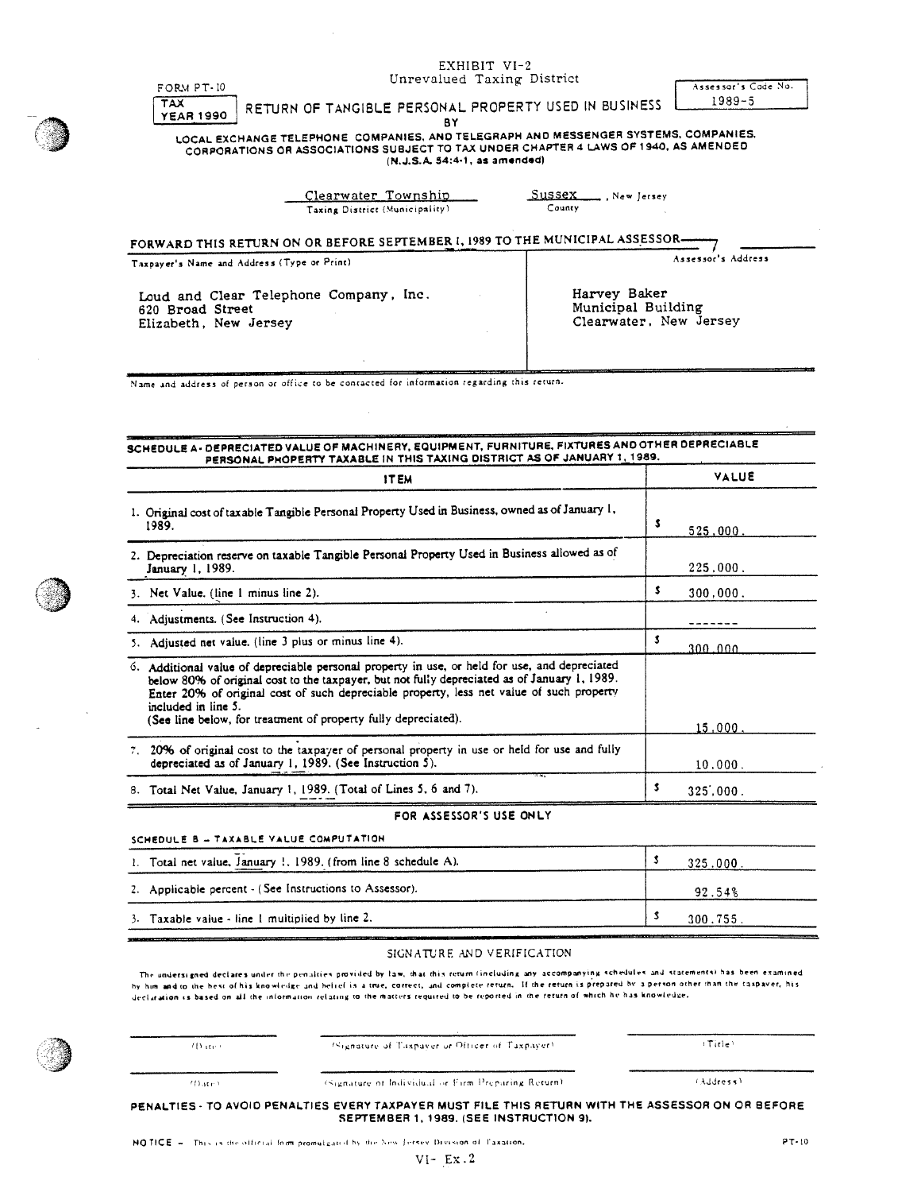EXHIBIT VI-2
Unrevalued Taxing District

FORM PT-10

| TAX YEAR 1990 |
|---|

RETURN OF TANGIBLE PERSONAL PROPERTY USED IN BUSINESS

BY

| Assessor's Code No. |
|---|
| 1989-5 |

**LOCAL EXCHANGE TELEPHONE COMPANIES, AND TELEGRAPH AND MESSENGER SYSTEMS, COMPANIES, CORPORATIONS OR ASSOCIATIONS SUBJECT TO TAX UNDER CHAPTER 4 LAWS OF 1940, AS AMENDED (N.J.S.A. 54:4-1, as amended)**

Clearwater Township — Taxing District (Municipality)
Sussex — County, New Jersey

**FORWARD THIS RETURN ON OR BEFORE SEPTEMBER 1, 1989 TO THE MUNICIPAL ASSESSOR**

| Taxpayer's Name and Address (Type or Print) | Assessor's Address |
|---|---|
| Loud and Clear Telephone Company, Inc.<br>620 Broad Street<br>Elizabeth, New Jersey | Harvey Baker<br>Municipal Building<br>Clearwater, New Jersey |

Name and address of person or office to be contacted for information regarding this return.

**SCHEDULE A - DEPRECIATED VALUE OF MACHINERY, EQUIPMENT, FURNITURE, FIXTURES AND OTHER DEPRECIABLE PERSONAL PHOPERTY TAXABLE IN THIS TAXING DISTRICT AS OF JANUARY 1, 1989.**

| ITEM | VALUE |
|---|---|
| 1. Original cost of taxable Tangible Personal Property Used in Business, owned as of January 1, 1989. | $ 525,000. |
| 2. Depreciation reserve on taxable Tangible Personal Property Used in Business allowed as of January 1, 1989. | 225,000. |
| 3. Net Value. (line 1 minus line 2). | $ 300,000. |
| 4. Adjustments. (See Instruction 4). | ------- |
| 5. Adjusted net value. (line 3 plus or minus line 4). | $ 300,000. |
| 6. Additional value of depreciable personal property in use, or held for use, and depreciated below 80% of original cost to the taxpayer, but not fully depreciated as of January 1, 1989. Enter 20% of original cost of such depreciable property, less net value of such property included in line 5. (See line below, for treatment of property fully depreciated). | 15,000. |
| 7. 20% of original cost to the taxpayer of personal property in use or held for use and fully depreciated as of January 1, 1989. (See Instruction 5). | 10,000. |
| 8. Total Net Value, January 1, 1989. (Total of Lines 5, 6 and 7). | $ 325,000. |

**FOR ASSESSOR'S USE ONLY**

**SCHEDULE B – TAXABLE VALUE COMPUTATION**

| | |
|---|---|
| 1. Total net value, January 1, 1989. (from line 8 schedule A). | $ 325,000. |
| 2. Applicable percent - (See Instructions to Assessor). | 92.54% |
| 3. Taxable value - line 1 multiplied by line 2. | $ 300,755. |

SIGNATURE AND VERIFICATION

The undersigned declares under the penalties provided by law, that this return (including any accompanying schedules and statements) has been examined by him and to the best of his knowledge and belief is a true, correct, and complete return. If the return is prepared by a person other than the taxpayer, his declaration is based on all the information relating to the matters required to be reported in the return of which he has knowledge.

| (Date) | (Signature of Taxpayer or Officer of Taxpayer) | (Title) |
|---|---|---|
| (Date) | (Signature of Individual or Firm Preparing Return) | (Address) |

**PENALTIES - TO AVOID PENALTIES EVERY TAXPAYER MUST FILE THIS RETURN WITH THE ASSESSOR ON OR BEFORE SEPTEMBER 1, 1989. (SEE INSTRUCTION 9).**

NOTICE – This is the official form promulgated by the New Jersey Division of Taxation. PT-10

VI- Ex.2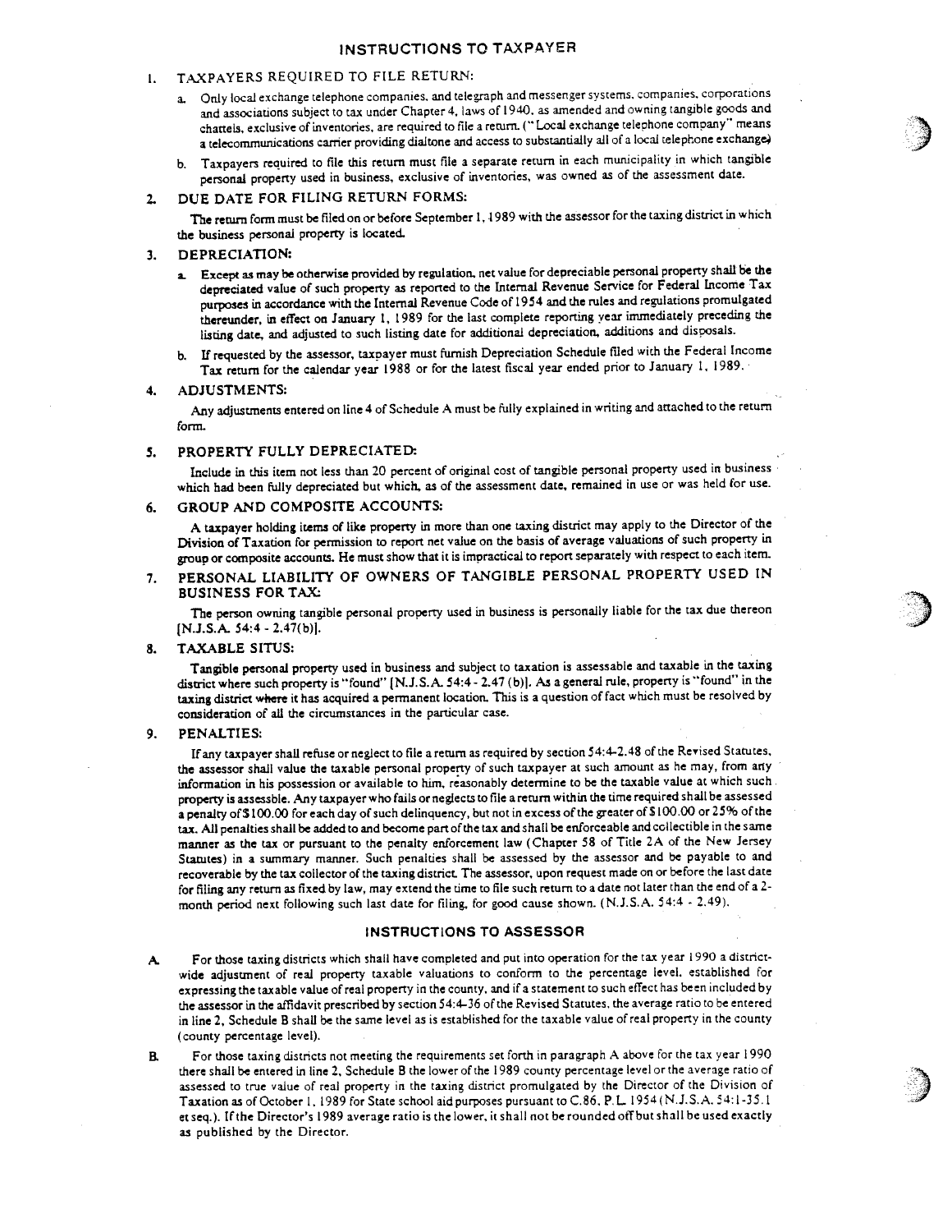## INSTRUCTIONS TO TAXPAYER

1. TAXPAYERS REQUIRED TO FILE RETURN:

   a. Only local exchange telephone companies, and telegraph and messenger systems, companies, corporations and associations subject to tax under Chapter 4, laws of 1940, as amended and owning tangible goods and chattels, exclusive of inventories, are required to file a return. ("Local exchange telephone company" means a telecommunications carrier providing dialtone and access to substantially all of a local telephone exchange)

   b. Taxpayers required to file this return must file a separate return in each municipality in which tangible personal property used in business, exclusive of inventories, was owned as of the assessment date.

2. DUE DATE FOR FILING RETURN FORMS:

   The return form must be filed on or before September 1, 1989 with the assessor for the taxing district in which the business personal property is located.

3. DEPRECIATION:

   a. Except as may be otherwise provided by regulation, net value for depreciable personal property shall be the depreciated value of such property as reported to the Internal Revenue Service for Federal Income Tax purposes in accordance with the Internal Revenue Code of 1954 and the rules and regulations promulgated thereunder, in effect on January 1, 1989 for the last complete reporting year immediately preceding the listing date, and adjusted to such listing date for additional depreciation, additions and disposals.

   b. If requested by the assessor, taxpayer must furnish Depreciation Schedule filed with the Federal Income Tax return for the calendar year 1988 or for the latest fiscal year ended prior to January 1, 1989.

4. ADJUSTMENTS:

   Any adjustments entered on line 4 of Schedule A must be fully explained in writing and attached to the return form.

5. PROPERTY FULLY DEPRECIATED:

   Include in this item not less than 20 percent of original cost of tangible personal property used in business which had been fully depreciated but which, as of the assessment date, remained in use or was held for use.

6. GROUP AND COMPOSITE ACCOUNTS:

   A taxpayer holding items of like property in more than one taxing district may apply to the Director of the Division of Taxation for permission to report net value on the basis of average valuations of such property in group or composite accounts. He must show that it is impractical to report separately with respect to each item.

7. PERSONAL LIABILITY OF OWNERS OF TANGIBLE PERSONAL PROPERTY USED IN BUSINESS FOR TAX:

   The person owning tangible personal property used in business is personally liable for the tax due thereon [N.J.S.A. 54:4 - 2.47(b)].

8. TAXABLE SITUS:

   Tangible personal property used in business and subject to taxation is assessable and taxable in the taxing district where such property is "found" [N.J.S.A. 54:4 - 2.47 (b)]. As a general rule, property is "found" in the taxing district where it has acquired a permanent location. This is a question of fact which must be resolved by consideration of all the circumstances in the particular case.

9. PENALTIES:

   If any taxpayer shall refuse or neglect to file a return as required by section 54:4-2.48 of the Revised Statutes, the assessor shall value the taxable personal property of such taxpayer at such amount as he may, from any information in his possession or available to him, reasonably determine to be the taxable value at which such property is assessble. Any taxpayer who fails or neglects to file a return within the time required shall be assessed a penalty of $100.00 for each day of such delinquency, but not in excess of the greater of $100.00 or 25% of the tax. All penalties shall be added to and become part of the tax and shall be enforceable and collectible in the same manner as the tax or pursuant to the penalty enforcement law (Chapter 58 of Title 2A of the New Jersey Statutes) in a summary manner. Such penalties shall be assessed by the assessor and be payable to and recoverable by the tax collector of the taxing district. The assessor, upon request made on or before the last date for filing any return as fixed by law, may extend the time to file such return to a date not later than the end of a 2-month period next following such last date for filing, for good cause shown. (N.J.S.A. 54:4 - 2.49).

## INSTRUCTIONS TO ASSESSOR

A. For those taxing districts which shall have completed and put into operation for the tax year 1990 a district-wide adjustment of real property taxable valuations to conform to the percentage level, established for expressing the taxable value of real property in the county, and if a statement to such effect has been included by the assessor in the affidavit prescribed by section 54:4-36 of the Revised Statutes, the average ratio to be entered in line 2, Schedule B shall be the same level as is established for the taxable value of real property in the county (county percentage level).

B. For those taxing districts not meeting the requirements set forth in paragraph A above for the tax year 1990 there shall be entered in line 2, Schedule B the lower of the 1989 county percentage level or the average ratio of assessed to true value of real property in the taxing district promulgated by the Director of the Division of Taxation as of October 1, 1989 for State school aid purposes pursuant to C.86, P.L. 1954 (N.J.S.A. 54:1-35.1 et seq.). If the Director's 1989 average ratio is the lower, it shall not be rounded off but shall be used exactly as published by the Director.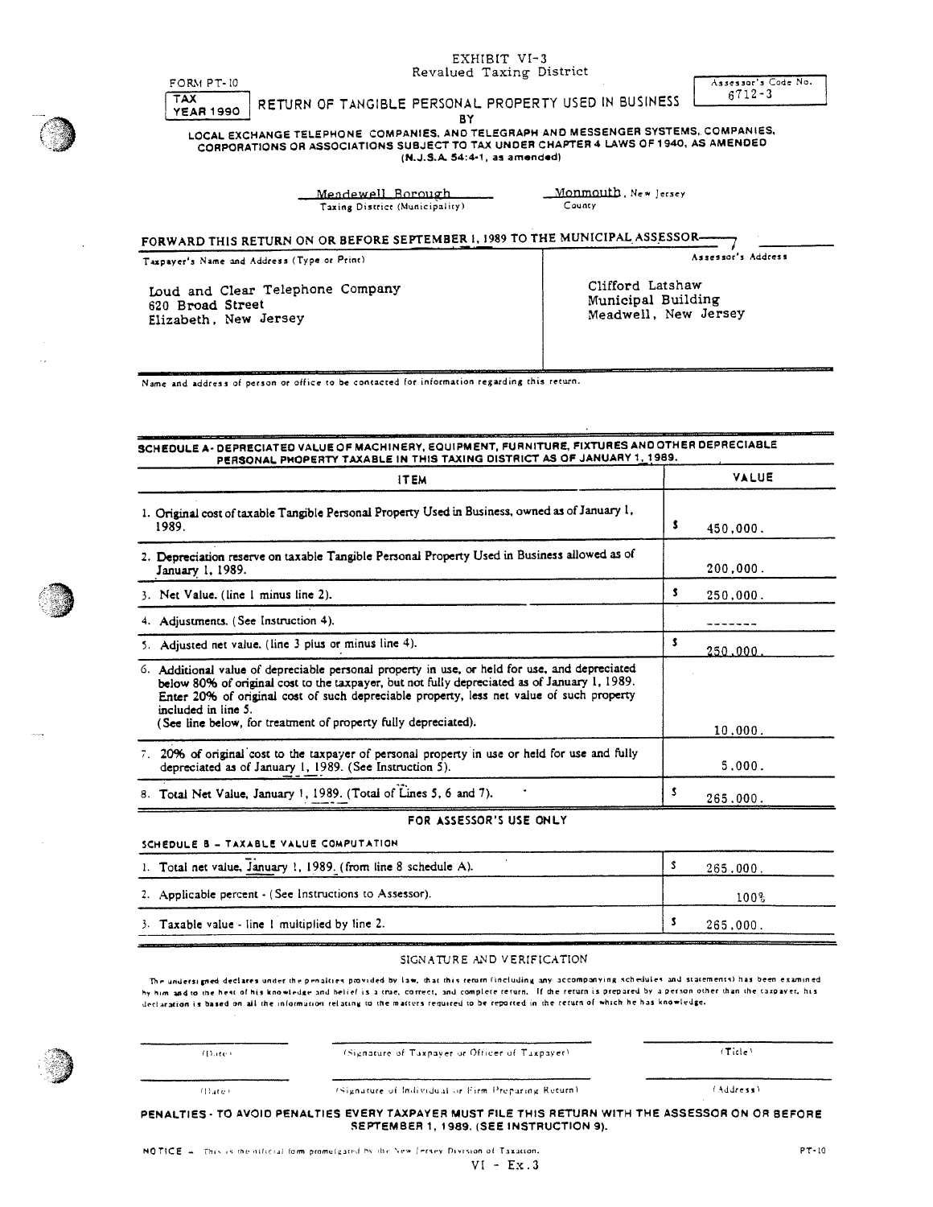EXHIBIT VI-3
Revalued Taxing District

FORM PT-10

**TAX YEAR 1990**

Assessor's Code No. 6712-3

# RETURN OF TANGIBLE PERSONAL PROPERTY USED IN BUSINESS BY

**LOCAL EXCHANGE TELEPHONE COMPANIES, AND TELEGRAPH AND MESSENGER SYSTEMS, COMPANIES, CORPORATIONS OR ASSOCIATIONS SUBJECT TO TAX UNDER CHAPTER 4 LAWS OF 1940, AS AMENDED (N.J.S.A. 54:4-1, as amended)**

Meadewell Borough — Taxing District (Municipality)
Monmouth, New Jersey — County

**FORWARD THIS RETURN ON OR BEFORE SEPTEMBER 1, 1989 TO THE MUNICIPAL ASSESSOR**

| Taxpayer's Name and Address (Type or Print) | Assessor's Address |
|---|---|
| Loud and Clear Telephone Company<br>620 Broad Street<br>Elizabeth, New Jersey | Clifford Latshaw<br>Municipal Building<br>Meadwell, New Jersey |

Name and address of person or office to be contacted for information regarding this return.

**SCHEDULE A - DEPRECIATED VALUE OF MACHINERY, EQUIPMENT, FURNITURE, FIXTURES AND OTHER DEPRECIABLE PERSONAL PROPERTY TAXABLE IN THIS TAXING DISTRICT AS OF JANUARY 1, 1989.**

| ITEM | VALUE |
|---|---|
| 1. Original cost of taxable Tangible Personal Property Used in Business, owned as of January 1, 1989. | $ 450,000. |
| 2. Depreciation reserve on taxable Tangible Personal Property Used in Business allowed as of January 1, 1989. | 200,000. |
| 3. Net Value. (line 1 minus line 2). | $ 250,000. |
| 4. Adjustments. (See Instruction 4). | ------- |
| 5. Adjusted net value. (line 3 plus or minus line 4). | $ 250,000. |
| 6. Additional value of depreciable personal property in use, or held for use, and depreciated below 80% of original cost to the taxpayer, but not fully depreciated as of January 1, 1989. Enter 20% of original cost of such depreciable property, less net value of such property included in line 5. (See line below, for treatment of property fully depreciated). | 10,000. |
| 7. 20% of original cost to the taxpayer of personal property in use or held for use and fully depreciated as of January 1, 1989. (See Instruction 5). | 5,000. |
| 8. Total Net Value, January 1, 1989. (Total of Lines 5, 6 and 7). | $ 265,000. |

**FOR ASSESSOR'S USE ONLY**

**SCHEDULE B - TAXABLE VALUE COMPUTATION**

| | |
|---|---|
| 1. Total net value, January 1, 1989. (from line 8 schedule A). | $ 265,000. |
| 2. Applicable percent - (See Instructions to Assessor). | 100% |
| 3. Taxable value - line 1 multiplied by line 2. | $ 265,000. |

SIGNATURE AND VERIFICATION

The undersigned declares under the penalties provided by law, that this return (including any accompanying schedules and statements) has been examined by him and to the best of his knowledge and belief is a true, correct, and complete return. If the return is prepared by a person other than the taxpayer, his declaration is based on all the information relating to the matters required to be reported in the return of which he has knowledge.

| (Date) | (Signature of Taxpayer or Officer of Taxpayer) | (Title) |
|---|---|---|
| (Date) | (Signature of Individual or Firm Preparing Return) | (Address) |

**PENALTIES - TO AVOID PENALTIES EVERY TAXPAYER MUST FILE THIS RETURN WITH THE ASSESSOR ON OR BEFORE SEPTEMBER 1, 1989. (SEE INSTRUCTION 9).**

NOTICE - This is the official form promulgated by the New Jersey Division of Taxation.

PT-10

VI - Ex.3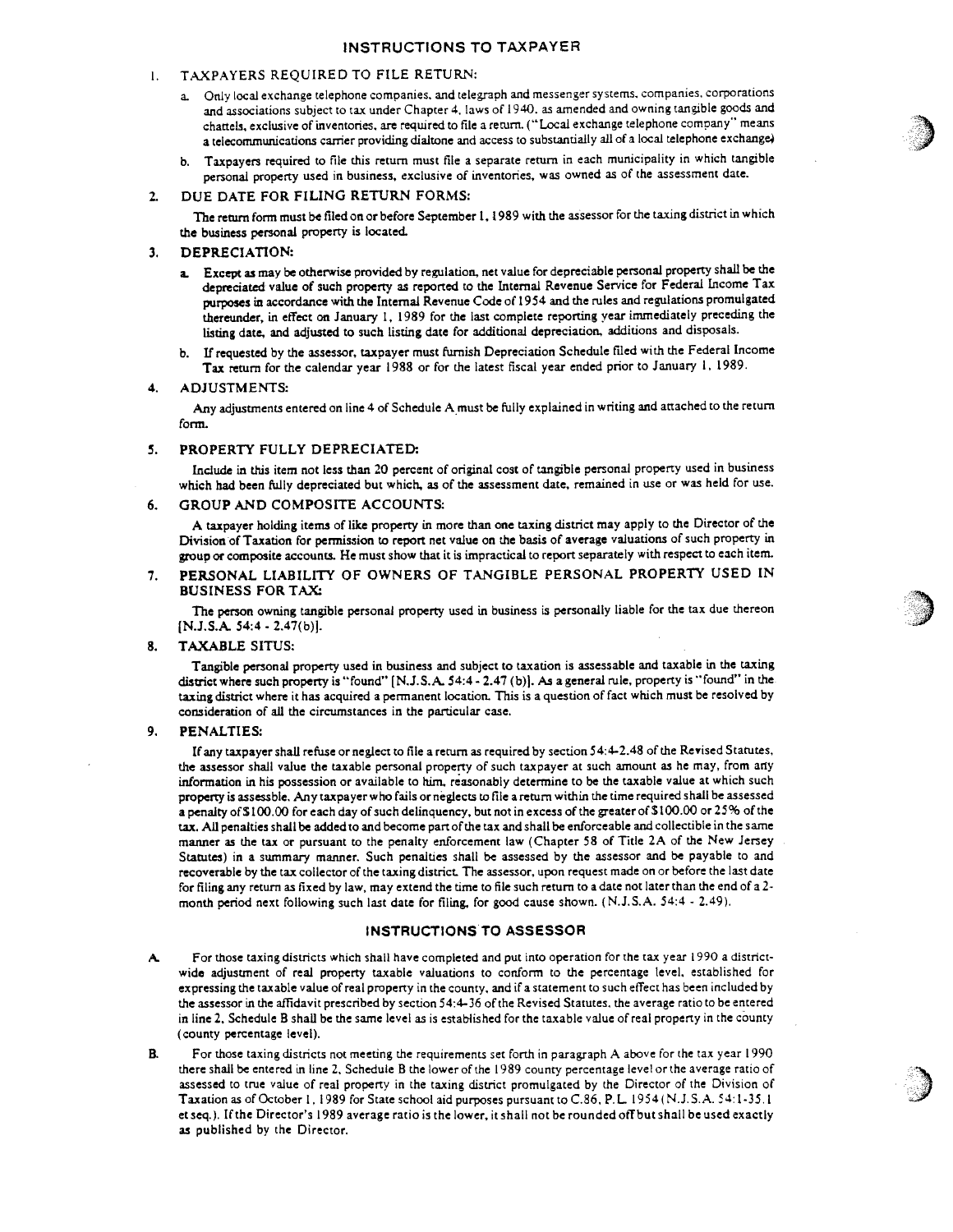# INSTRUCTIONS TO TAXPAYER

1. TAXPAYERS REQUIRED TO FILE RETURN:

   a. Only local exchange telephone companies, and telegraph and messenger systems, companies, corporations and associations subject to tax under Chapter 4, laws of 1940, as amended and owning tangible goods and chattels, exclusive of inventories, are required to file a return. ("Local exchange telephone company" means a telecommunications carrier providing dialtone and access to substantially all of a local telephone exchange)

   b. Taxpayers required to file this return must file a separate return in each municipality in which tangible personal property used in business, exclusive of inventories, was owned as of the assessment date.

2. DUE DATE FOR FILING RETURN FORMS:

   The return form must be filed on or before September 1, 1989 with the assessor for the taxing district in which the business personal property is located.

3. DEPRECIATION:

   a. Except as may be otherwise provided by regulation, net value for depreciable personal property shall be the depreciated value of such property as reported to the Internal Revenue Service for Federal Income Tax purposes in accordance with the Internal Revenue Code of 1954 and the rules and regulations promulgated thereunder, in effect on January 1, 1989 for the last complete reporting year immediately preceding the listing date, and adjusted to such listing date for additional depreciation, additions and disposals.

   b. If requested by the assessor, taxpayer must furnish Depreciation Schedule filed with the Federal Income Tax return for the calendar year 1988 or for the latest fiscal year ended prior to January 1, 1989.

4. ADJUSTMENTS:

   Any adjustments entered on line 4 of Schedule A must be fully explained in writing and attached to the return form.

5. PROPERTY FULLY DEPRECIATED:

   Include in this item not less than 20 percent of original cost of tangible personal property used in business which had been fully depreciated but which, as of the assessment date, remained in use or was held for use.

6. GROUP AND COMPOSITE ACCOUNTS:

   A taxpayer holding items of like property in more than one taxing district may apply to the Director of the Division of Taxation for permission to report net value on the basis of average valuations of such property in group or composite accounts. He must show that it is impractical to report separately with respect to each item.

7. PERSONAL LIABILITY OF OWNERS OF TANGIBLE PERSONAL PROPERTY USED IN BUSINESS FOR TAX:

   The person owning tangible personal property used in business is personally liable for the tax due thereon [N.J.S.A. 54:4 - 2.47(b)].

8. TAXABLE SITUS:

   Tangible personal property used in business and subject to taxation is assessable and taxable in the taxing district where such property is "found" [N.J.S.A. 54:4 - 2.47 (b)]. As a general rule, property is "found" in the taxing district where it has acquired a permanent location. This is a question of fact which must be resolved by consideration of all the circumstances in the particular case.

9. PENALTIES:

   If any taxpayer shall refuse or neglect to file a return as required by section 54:4-2.48 of the Revised Statutes, the assessor shall value the taxable personal property of such taxpayer at such amount as he may, from any information in his possession or available to him, reasonably determine to be the taxable value at which such property is assessble. Any taxpayer who fails or neglects to file a return within the time required shall be assessed a penalty of $100.00 for each day of such delinquency, but not in excess of the greater of $100.00 or 25% of the tax. All penalties shall be added to and become part of the tax and shall be enforceable and collectible in the same manner as the tax or pursuant to the penalty enforcement law (Chapter 58 of Title 2A of the New Jersey Statutes) in a summary manner. Such penalties shall be assessed by the assessor and be payable to and recoverable by the tax collector of the taxing district. The assessor, upon request made on or before the last date for filing any return as fixed by law, may extend the time to file such return to a date not later than the end of a 2-month period next following such last date for filing, for good cause shown. (N.J.S.A. 54:4 - 2.49).

# INSTRUCTIONS TO ASSESSOR

A. For those taxing districts which shall have completed and put into operation for the tax year 1990 a district-wide adjustment of real property taxable valuations to conform to the percentage level, established for expressing the taxable value of real property in the county, and if a statement to such effect has been included by the assessor in the affidavit prescribed by section 54:4-36 of the Revised Statutes, the average ratio to be entered in line 2, Schedule B shall be the same level as is established for the taxable value of real property in the county (county percentage level).

B. For those taxing districts not meeting the requirements set forth in paragraph A above for the tax year 1990 there shall be entered in line 2, Schedule B the lower of the 1989 county percentage level or the average ratio of assessed to true value of real property in the taxing district promulgated by the Director of the Division of Taxation as of October 1, 1989 for State school aid purposes pursuant to C.86, P.L. 1954 (N.J.S.A. 54:1-35.1 et seq.). If the Director's 1989 average ratio is the lower, it shall not be rounded off but shall be used exactly as published by the Director.